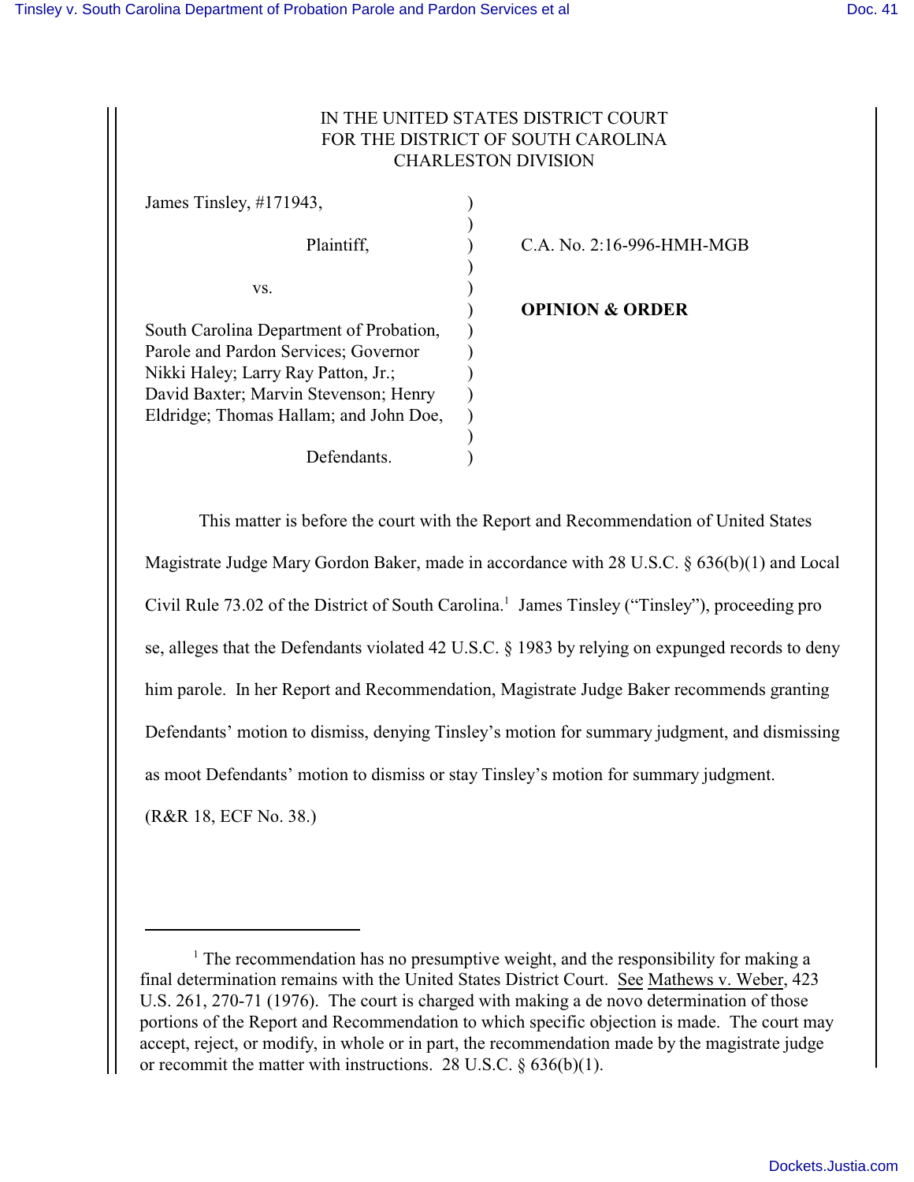IN THE UNITED STATES DISTRICT COURT
FOR THE DISTRICT OF SOUTH CAROLINA
CHARLESTON DIVISION

| | | |
|---|---|---|
| James Tinsley, #171943, | ) | |
| | ) | |
| Plaintiff, | ) | C.A. No. 2:16-996-HMH-MGB |
| | ) | |
| vs. | ) | |
| | ) | **OPINION & ORDER** |
| South Carolina Department of Probation, Parole and Pardon Services; Governor Nikki Haley; Larry Ray Patton, Jr.; David Baxter; Marvin Stevenson; Henry Eldridge; Thomas Hallam; and John Doe, | ) | |
| | ) | |
| Defendants. | ) | |

This matter is before the court with the Report and Recommendation of United States Magistrate Judge Mary Gordon Baker, made in accordance with 28 U.S.C. § 636(b)(1) and Local Civil Rule 73.02 of the District of South Carolina.[1] James Tinsley ("Tinsley"), proceeding pro se, alleges that the Defendants violated 42 U.S.C. § 1983 by relying on expunged records to deny him parole. In her Report and Recommendation, Magistrate Judge Baker recommends granting Defendants' motion to dismiss, denying Tinsley's motion for summary judgment, and dismissing as moot Defendants' motion to dismiss or stay Tinsley's motion for summary judgment. (R&R 18, ECF No. 38.)

---

[1] The recommendation has no presumptive weight, and the responsibility for making a final determination remains with the United States District Court. See Mathews v. Weber, 423 U.S. 261, 270-71 (1976). The court is charged with making a de novo determination of those portions of the Report and Recommendation to which specific objection is made. The court may accept, reject, or modify, in whole or in part, the recommendation made by the magistrate judge or recommit the matter with instructions. 28 U.S.C. § 636(b)(1).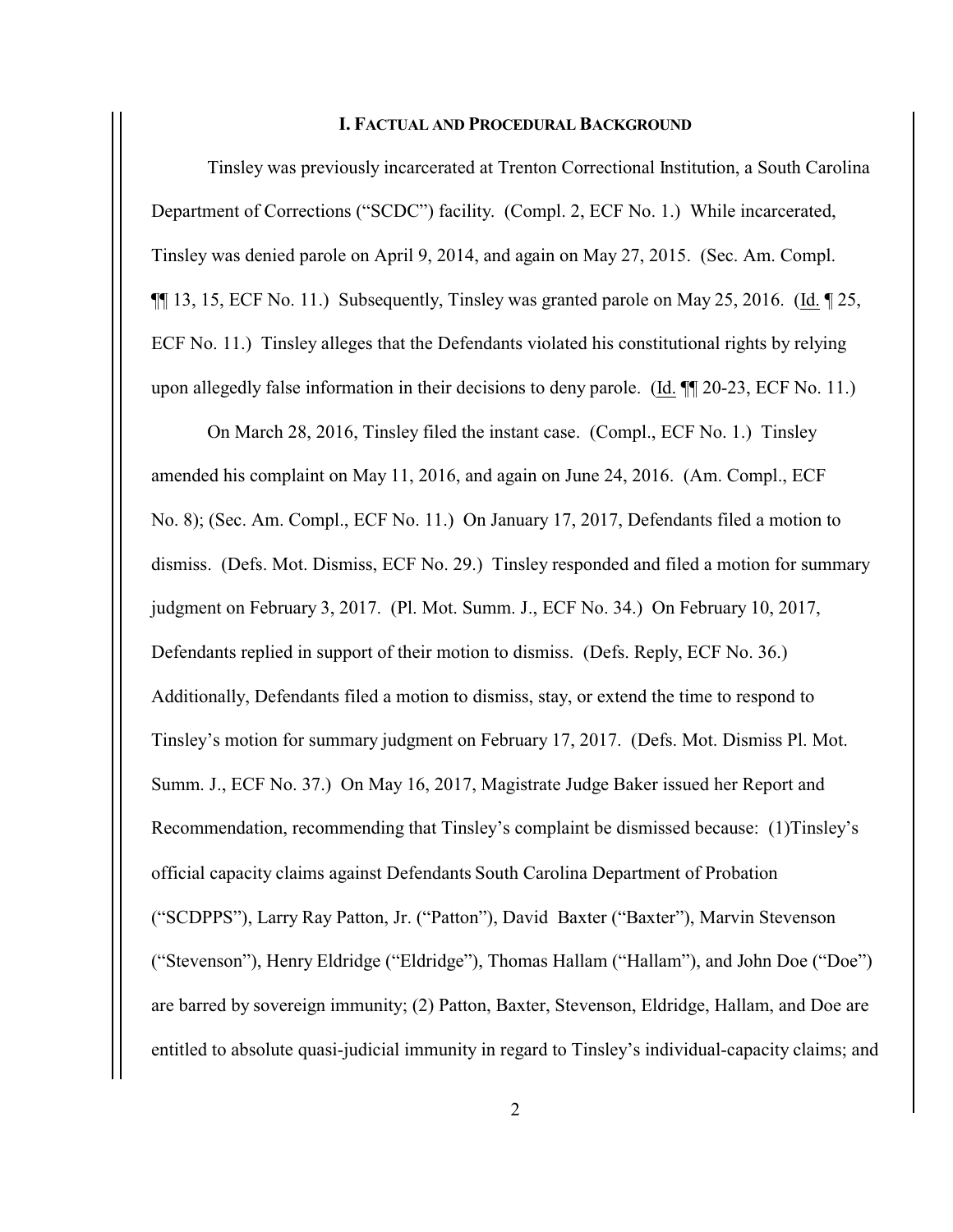## I. FACTUAL AND PROCEDURAL BACKGROUND

Tinsley was previously incarcerated at Trenton Correctional Institution, a South Carolina Department of Corrections ("SCDC") facility. (Compl. 2, ECF No. 1.) While incarcerated, Tinsley was denied parole on April 9, 2014, and again on May 27, 2015. (Sec. Am. Compl. ¶¶ 13, 15, ECF No. 11.) Subsequently, Tinsley was granted parole on May 25, 2016. (Id. ¶ 25, ECF No. 11.) Tinsley alleges that the Defendants violated his constitutional rights by relying upon allegedly false information in their decisions to deny parole. (Id. ¶¶ 20-23, ECF No. 11.)

On March 28, 2016, Tinsley filed the instant case. (Compl., ECF No. 1.) Tinsley amended his complaint on May 11, 2016, and again on June 24, 2016. (Am. Compl., ECF No. 8); (Sec. Am. Compl., ECF No. 11.) On January 17, 2017, Defendants filed a motion to dismiss. (Defs. Mot. Dismiss, ECF No. 29.) Tinsley responded and filed a motion for summary judgment on February 3, 2017. (Pl. Mot. Summ. J., ECF No. 34.) On February 10, 2017, Defendants replied in support of their motion to dismiss. (Defs. Reply, ECF No. 36.) Additionally, Defendants filed a motion to dismiss, stay, or extend the time to respond to Tinsley's motion for summary judgment on February 17, 2017. (Defs. Mot. Dismiss Pl. Mot. Summ. J., ECF No. 37.) On May 16, 2017, Magistrate Judge Baker issued her Report and Recommendation, recommending that Tinsley's complaint be dismissed because: (1)Tinsley's official capacity claims against Defendants South Carolina Department of Probation ("SCDPPS"), Larry Ray Patton, Jr. ("Patton"), David Baxter ("Baxter"), Marvin Stevenson ("Stevenson"), Henry Eldridge ("Eldridge"), Thomas Hallam ("Hallam"), and John Doe ("Doe") are barred by sovereign immunity; (2) Patton, Baxter, Stevenson, Eldridge, Hallam, and Doe are entitled to absolute quasi-judicial immunity in regard to Tinsley's individual-capacity claims; and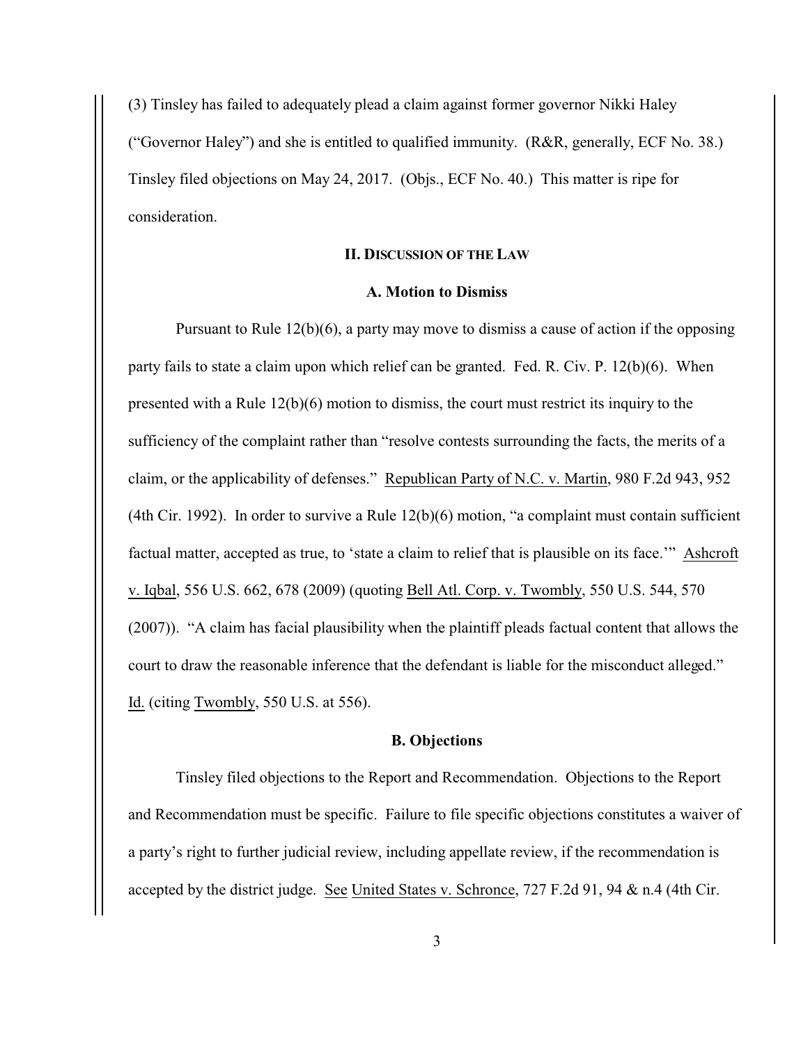(3) Tinsley has failed to adequately plead a claim against former governor Nikki Haley ("Governor Haley") and she is entitled to qualified immunity. (R&R, generally, ECF No. 38.) Tinsley filed objections on May 24, 2017. (Objs., ECF No. 40.) This matter is ripe for consideration.

## II. DISCUSSION OF THE LAW

### A. Motion to Dismiss

Pursuant to Rule 12(b)(6), a party may move to dismiss a cause of action if the opposing party fails to state a claim upon which relief can be granted. Fed. R. Civ. P. 12(b)(6). When presented with a Rule 12(b)(6) motion to dismiss, the court must restrict its inquiry to the sufficiency of the complaint rather than "resolve contests surrounding the facts, the merits of a claim, or the applicability of defenses." Republican Party of N.C. v. Martin, 980 F.2d 943, 952 (4th Cir. 1992). In order to survive a Rule 12(b)(6) motion, "a complaint must contain sufficient factual matter, accepted as true, to 'state a claim to relief that is plausible on its face.'" Ashcroft v. Iqbal, 556 U.S. 662, 678 (2009) (quoting Bell Atl. Corp. v. Twombly, 550 U.S. 544, 570 (2007)). "A claim has facial plausibility when the plaintiff pleads factual content that allows the court to draw the reasonable inference that the defendant is liable for the misconduct alleged." Id. (citing Twombly, 550 U.S. at 556).

### B. Objections

Tinsley filed objections to the Report and Recommendation. Objections to the Report and Recommendation must be specific. Failure to file specific objections constitutes a waiver of a party's right to further judicial review, including appellate review, if the recommendation is accepted by the district judge. See United States v. Schronce, 727 F.2d 91, 94 & n.4 (4th Cir.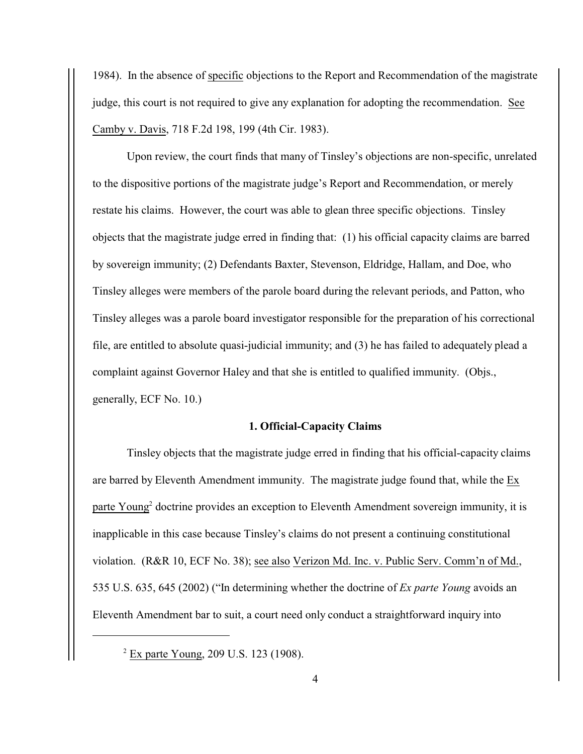1984). In the absence of specific objections to the Report and Recommendation of the magistrate judge, this court is not required to give any explanation for adopting the recommendation. See Camby v. Davis, 718 F.2d 198, 199 (4th Cir. 1983).

Upon review, the court finds that many of Tinsley's objections are non-specific, unrelated to the dispositive portions of the magistrate judge's Report and Recommendation, or merely restate his claims. However, the court was able to glean three specific objections. Tinsley objects that the magistrate judge erred in finding that: (1) his official capacity claims are barred by sovereign immunity; (2) Defendants Baxter, Stevenson, Eldridge, Hallam, and Doe, who Tinsley alleges were members of the parole board during the relevant periods, and Patton, who Tinsley alleges was a parole board investigator responsible for the preparation of his correctional file, are entitled to absolute quasi-judicial immunity; and (3) he has failed to adequately plead a complaint against Governor Haley and that she is entitled to qualified immunity. (Objs., generally, ECF No. 10.)

**1. Official-Capacity Claims**

Tinsley objects that the magistrate judge erred in finding that his official-capacity claims are barred by Eleventh Amendment immunity. The magistrate judge found that, while the Ex parte Young[2] doctrine provides an exception to Eleventh Amendment sovereign immunity, it is inapplicable in this case because Tinsley's claims do not present a continuing constitutional violation. (R&R 10, ECF No. 38); see also Verizon Md. Inc. v. Public Serv. Comm'n of Md., 535 U.S. 635, 645 (2002) ("In determining whether the doctrine of *Ex parte Young* avoids an Eleventh Amendment bar to suit, a court need only conduct a straightforward inquiry into

---

[2] Ex parte Young, 209 U.S. 123 (1908).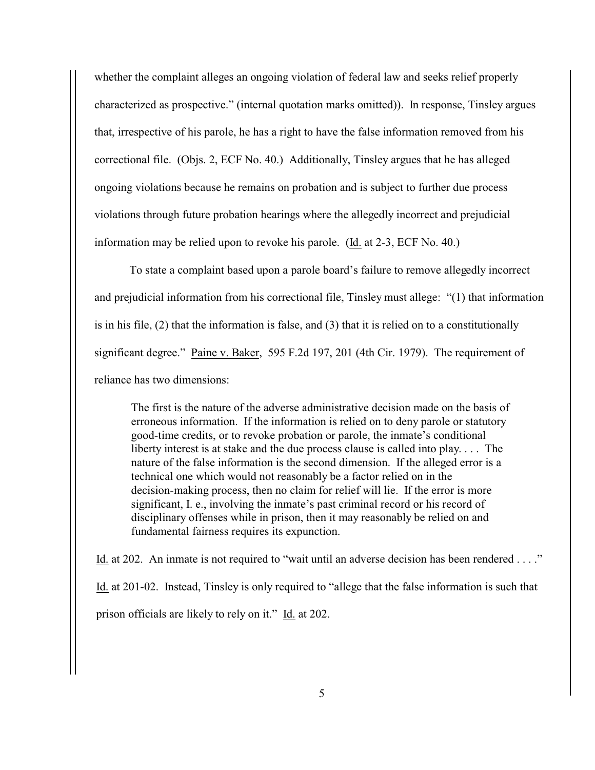whether the complaint alleges an ongoing violation of federal law and seeks relief properly characterized as prospective." (internal quotation marks omitted)). In response, Tinsley argues that, irrespective of his parole, he has a right to have the false information removed from his correctional file. (Objs. 2, ECF No. 40.) Additionally, Tinsley argues that he has alleged ongoing violations because he remains on probation and is subject to further due process violations through future probation hearings where the allegedly incorrect and prejudicial information may be relied upon to revoke his parole. (Id. at 2-3, ECF No. 40.)

To state a complaint based upon a parole board's failure to remove allegedly incorrect and prejudicial information from his correctional file, Tinsley must allege: "(1) that information is in his file, (2) that the information is false, and (3) that it is relied on to a constitutionally significant degree." Paine v. Baker, 595 F.2d 197, 201 (4th Cir. 1979). The requirement of reliance has two dimensions:

> The first is the nature of the adverse administrative decision made on the basis of erroneous information. If the information is relied on to deny parole or statutory good-time credits, or to revoke probation or parole, the inmate's conditional liberty interest is at stake and the due process clause is called into play. . . . The nature of the false information is the second dimension. If the alleged error is a technical one which would not reasonably be a factor relied on in the decision-making process, then no claim for relief will lie. If the error is more significant, I. e., involving the inmate's past criminal record or his record of disciplinary offenses while in prison, then it may reasonably be relied on and fundamental fairness requires its expunction.

Id. at 202. An inmate is not required to "wait until an adverse decision has been rendered . . . ." Id. at 201-02. Instead, Tinsley is only required to "allege that the false information is such that prison officials are likely to rely on it." Id. at 202.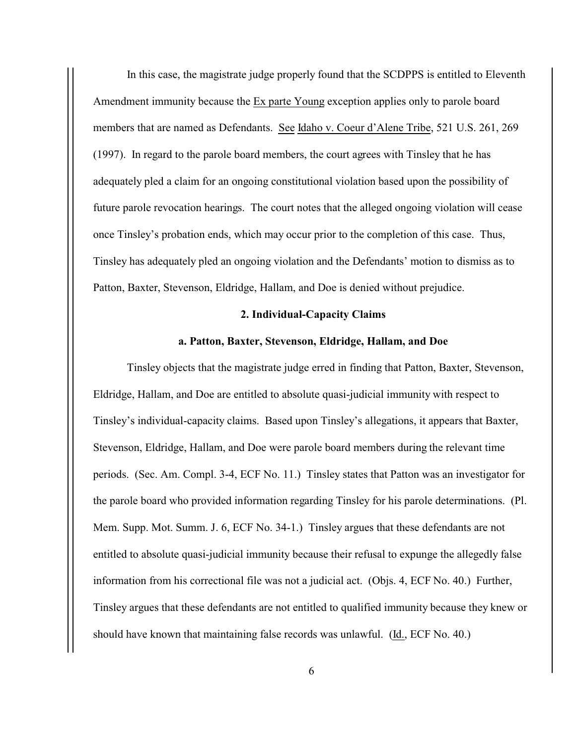In this case, the magistrate judge properly found that the SCDPPS is entitled to Eleventh Amendment immunity because the Ex parte Young exception applies only to parole board members that are named as Defendants. See Idaho v. Coeur d'Alene Tribe, 521 U.S. 261, 269 (1997). In regard to the parole board members, the court agrees with Tinsley that he has adequately pled a claim for an ongoing constitutional violation based upon the possibility of future parole revocation hearings. The court notes that the alleged ongoing violation will cease once Tinsley's probation ends, which may occur prior to the completion of this case. Thus, Tinsley has adequately pled an ongoing violation and the Defendants' motion to dismiss as to Patton, Baxter, Stevenson, Eldridge, Hallam, and Doe is denied without prejudice.

**2. Individual-Capacity Claims**

**a. Patton, Baxter, Stevenson, Eldridge, Hallam, and Doe**

Tinsley objects that the magistrate judge erred in finding that Patton, Baxter, Stevenson, Eldridge, Hallam, and Doe are entitled to absolute quasi-judicial immunity with respect to Tinsley's individual-capacity claims. Based upon Tinsley's allegations, it appears that Baxter, Stevenson, Eldridge, Hallam, and Doe were parole board members during the relevant time periods. (Sec. Am. Compl. 3-4, ECF No. 11.) Tinsley states that Patton was an investigator for the parole board who provided information regarding Tinsley for his parole determinations. (Pl. Mem. Supp. Mot. Summ. J. 6, ECF No. 34-1.) Tinsley argues that these defendants are not entitled to absolute quasi-judicial immunity because their refusal to expunge the allegedly false information from his correctional file was not a judicial act. (Objs. 4, ECF No. 40.) Further, Tinsley argues that these defendants are not entitled to qualified immunity because they knew or should have known that maintaining false records was unlawful. (Id., ECF No. 40.)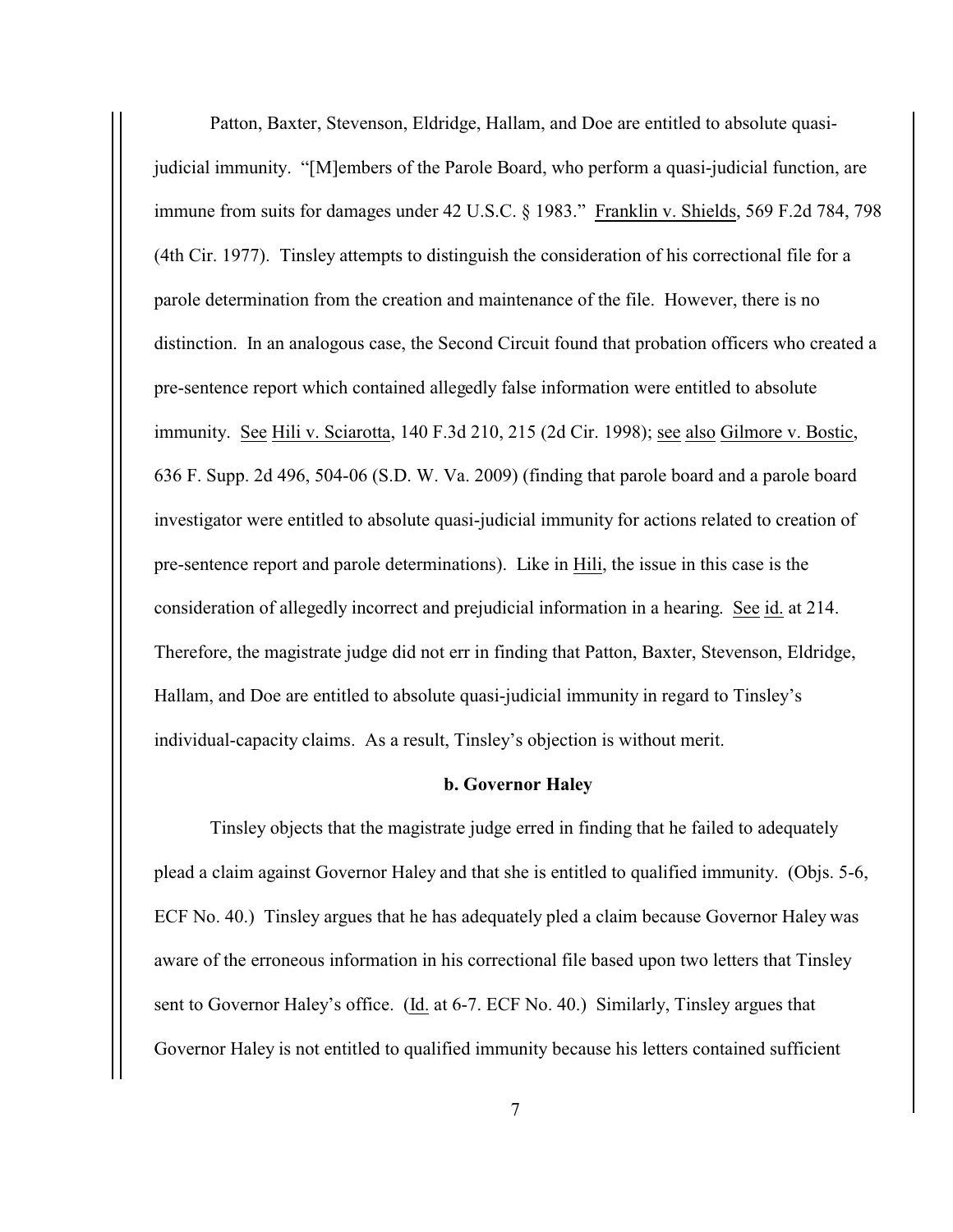Patton, Baxter, Stevenson, Eldridge, Hallam, and Doe are entitled to absolute quasi-judicial immunity. "[M]embers of the Parole Board, who perform a quasi-judicial function, are immune from suits for damages under 42 U.S.C. § 1983." Franklin v. Shields, 569 F.2d 784, 798 (4th Cir. 1977). Tinsley attempts to distinguish the consideration of his correctional file for a parole determination from the creation and maintenance of the file. However, there is no distinction. In an analogous case, the Second Circuit found that probation officers who created a pre-sentence report which contained allegedly false information were entitled to absolute immunity. See Hili v. Sciarotta, 140 F.3d 210, 215 (2d Cir. 1998); see also Gilmore v. Bostic, 636 F. Supp. 2d 496, 504-06 (S.D. W. Va. 2009) (finding that parole board and a parole board investigator were entitled to absolute quasi-judicial immunity for actions related to creation of pre-sentence report and parole determinations). Like in Hili, the issue in this case is the consideration of allegedly incorrect and prejudicial information in a hearing. See id. at 214. Therefore, the magistrate judge did not err in finding that Patton, Baxter, Stevenson, Eldridge, Hallam, and Doe are entitled to absolute quasi-judicial immunity in regard to Tinsley's individual-capacity claims. As a result, Tinsley's objection is without merit.

**b. Governor Haley**

Tinsley objects that the magistrate judge erred in finding that he failed to adequately plead a claim against Governor Haley and that she is entitled to qualified immunity. (Objs. 5-6, ECF No. 40.) Tinsley argues that he has adequately pled a claim because Governor Haley was aware of the erroneous information in his correctional file based upon two letters that Tinsley sent to Governor Haley's office. (Id. at 6-7. ECF No. 40.) Similarly, Tinsley argues that Governor Haley is not entitled to qualified immunity because his letters contained sufficient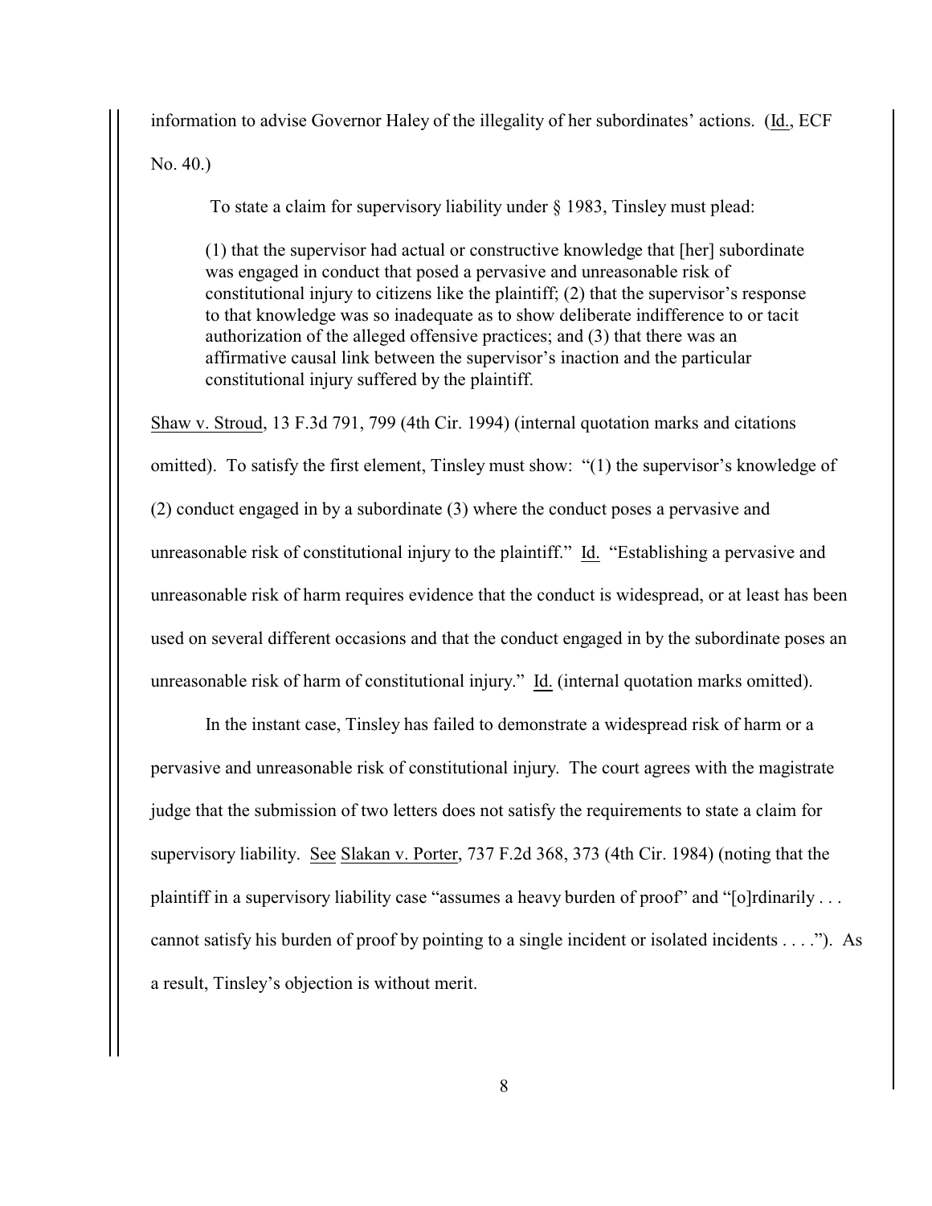information to advise Governor Haley of the illegality of her subordinates' actions. (Id., ECF No. 40.)

To state a claim for supervisory liability under § 1983, Tinsley must plead:

> (1) that the supervisor had actual or constructive knowledge that [her] subordinate was engaged in conduct that posed a pervasive and unreasonable risk of constitutional injury to citizens like the plaintiff; (2) that the supervisor's response to that knowledge was so inadequate as to show deliberate indifference to or tacit authorization of the alleged offensive practices; and (3) that there was an affirmative causal link between the supervisor's inaction and the particular constitutional injury suffered by the plaintiff.

Shaw v. Stroud, 13 F.3d 791, 799 (4th Cir. 1994) (internal quotation marks and citations omitted). To satisfy the first element, Tinsley must show: "(1) the supervisor's knowledge of (2) conduct engaged in by a subordinate (3) where the conduct poses a pervasive and unreasonable risk of constitutional injury to the plaintiff." Id. "Establishing a pervasive and unreasonable risk of harm requires evidence that the conduct is widespread, or at least has been used on several different occasions and that the conduct engaged in by the subordinate poses an unreasonable risk of harm of constitutional injury." Id. (internal quotation marks omitted).

In the instant case, Tinsley has failed to demonstrate a widespread risk of harm or a pervasive and unreasonable risk of constitutional injury. The court agrees with the magistrate judge that the submission of two letters does not satisfy the requirements to state a claim for supervisory liability. See Slakan v. Porter, 737 F.2d 368, 373 (4th Cir. 1984) (noting that the plaintiff in a supervisory liability case "assumes a heavy burden of proof" and "[o]rdinarily . . . cannot satisfy his burden of proof by pointing to a single incident or isolated incidents . . . ."). As a result, Tinsley's objection is without merit.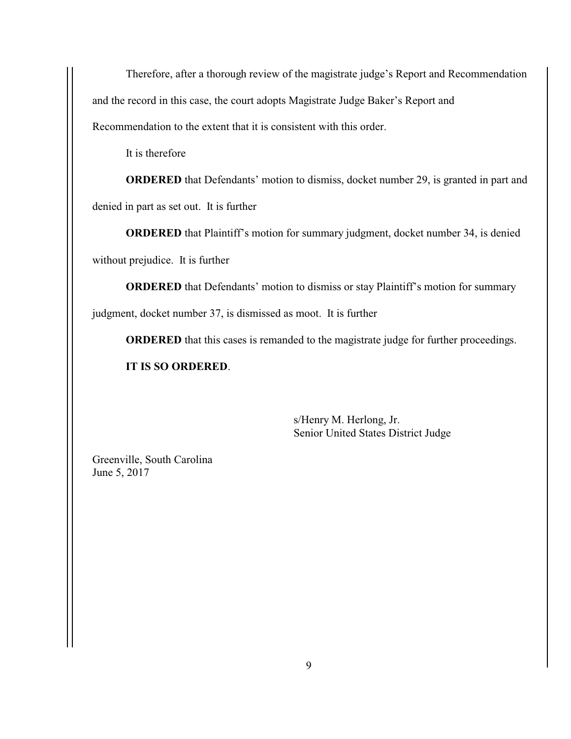Therefore, after a thorough review of the magistrate judge's Report and Recommendation and the record in this case, the court adopts Magistrate Judge Baker's Report and Recommendation to the extent that it is consistent with this order.

It is therefore

**ORDERED** that Defendants' motion to dismiss, docket number 29, is granted in part and denied in part as set out. It is further

**ORDERED** that Plaintiff's motion for summary judgment, docket number 34, is denied without prejudice. It is further

**ORDERED** that Defendants' motion to dismiss or stay Plaintiff's motion for summary judgment, docket number 37, is dismissed as moot. It is further

**ORDERED** that this cases is remanded to the magistrate judge for further proceedings.

**IT IS SO ORDERED**.

s/Henry M. Herlong, Jr.
Senior United States District Judge

Greenville, South Carolina
June 5, 2017